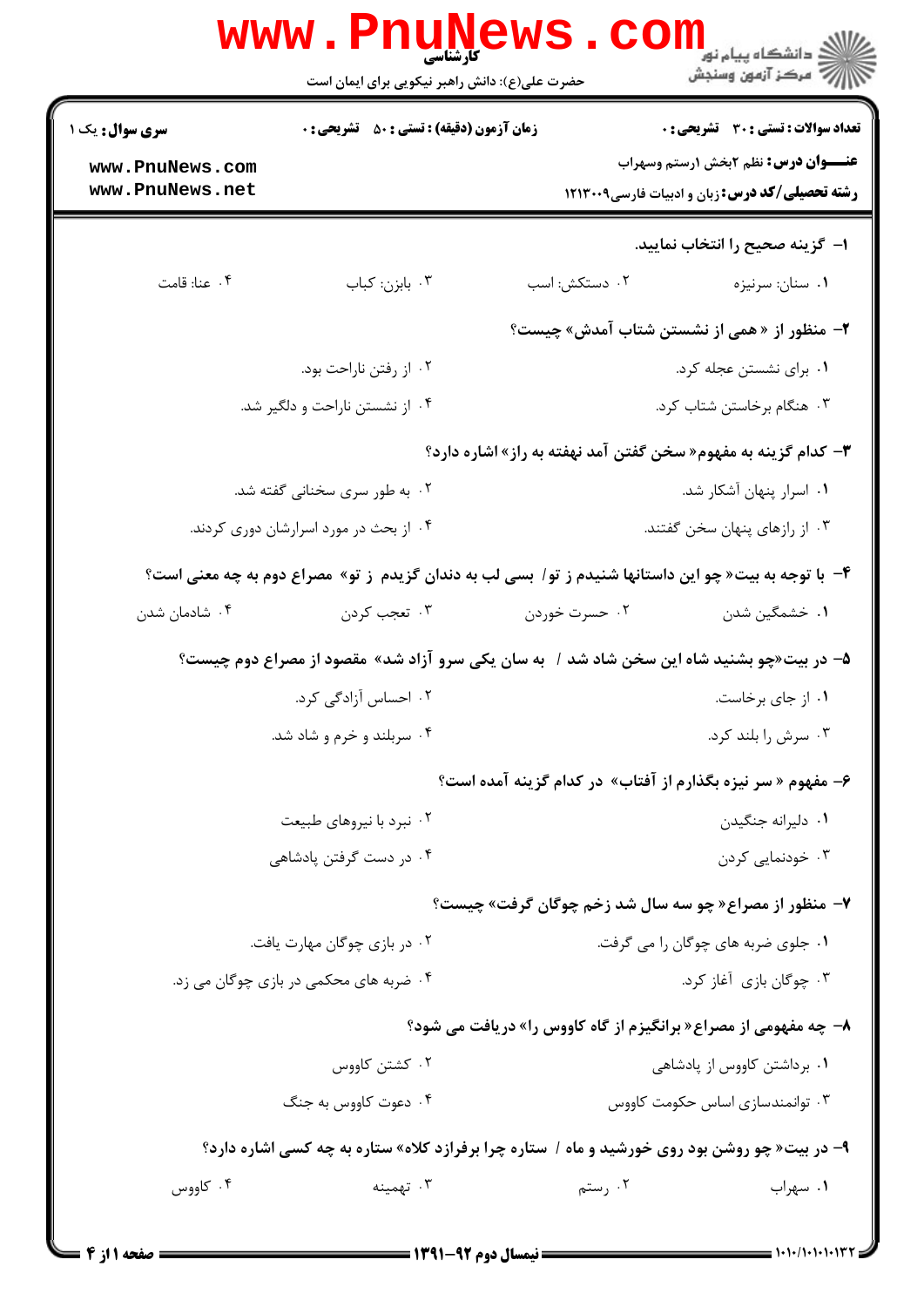کارشناسی

حضرت علی(ع): دانش راهبر نیکویی برای ایمان است

دانشگاه پیام نور
مرکز آزمون وسنجش

**سری سوال:** یک ۱ | **زمان آزمون (دقیقه) : تستی : ۵۰ تشریحی : ۰** | **تعداد سوالات : تستی : ۳۰ تشریحی : ۰**

**عنـــوان درس:** نظم ۲بخش ۱رستم وسهراب

**رشته تحصیلی/کد درس:** زبان و ادبیات فارسی۱۲۱۳۰۰۹

**۱- گزینه صحیح را انتخاب نمایید.**

۱. سنان: سرنیزه
۲. دستکش: اسب
۳. بابزن: کباب
۴. عنا: قامت

**۲- منظور از « همی از نشستن شتاب آمدش» چیست؟**

۱. برای نشستن عجله کرد.
۲. از رفتن ناراحت بود.
۳. هنگام برخاستن شتاب کرد.
۴. از نشستن ناراحت و دلگیر شد.

**۳- کدام گزینه به مفهوم« سخن گفتن آمد نهفته به راز» اشاره دارد؟**

۱. اسرار پنهان آشکار شد.
۲. به طور سری سخنانی گفته شد.
۳. از رازهای پنهان سخن گفتند.
۴. از بحث در مورد اسرارشان دوری کردند.

**۴- با توجه به بیت« چو این داستانها شنیدم ز تو/ بسی لب به دندان گزیدم ز تو» مصراع دوم به چه معنی است؟**

۱. خشمگین شدن
۲. حسرت خوردن
۳. تعجب کردن
۴. شادمان شدن

**۵- در بیت«چو بشنید شاه این سخن شاد شد / به سان یکی سرو آزاد شد» مقصود از مصراع دوم چیست؟**

۱. از جای برخاست.
۲. احساس آزادگی کرد.
۳. سرش را بلند کرد.
۴. سربلند و خرم و شاد شد.

**۶- مفهوم « سر نیزه بگذارم از آفتاب» در کدام گزینه آمده است؟**

۱. دلیرانه جنگیدن
۲. نبرد با نیروهای طبیعت
۳. خودنمایی کردن
۴. در دست گرفتن پادشاهی

**۷- منظور از مصراع« چو سه سال شد زخم چوگان گرفت» چیست؟**

۱. جلوی ضربه های چوگان را می گرفت.
۲. در بازی چوگان مهارت یافت.
۳. چوگان بازی آغاز کرد.
۴. ضربه های محکمی در بازی چوگان می زد.

**۸- چه مفهومی از مصراع« برانگیزم از گاه کاووس را» دریافت می شود؟**

۱. برداشتن کاووس از پادشاهی
۲. کشتن کاووس
۳. توانمندسازی اساس حکومت کاووس
۴. دعوت کاووس به جنگ

**۹- در بیت« چو روشن بود روی خورشید و ماه / ستاره چرا برفرازد کلاه» ستاره به چه کسی اشاره دارد؟**

۱. سهراب
۲. رستم
۳. تهمینه
۴. کاووس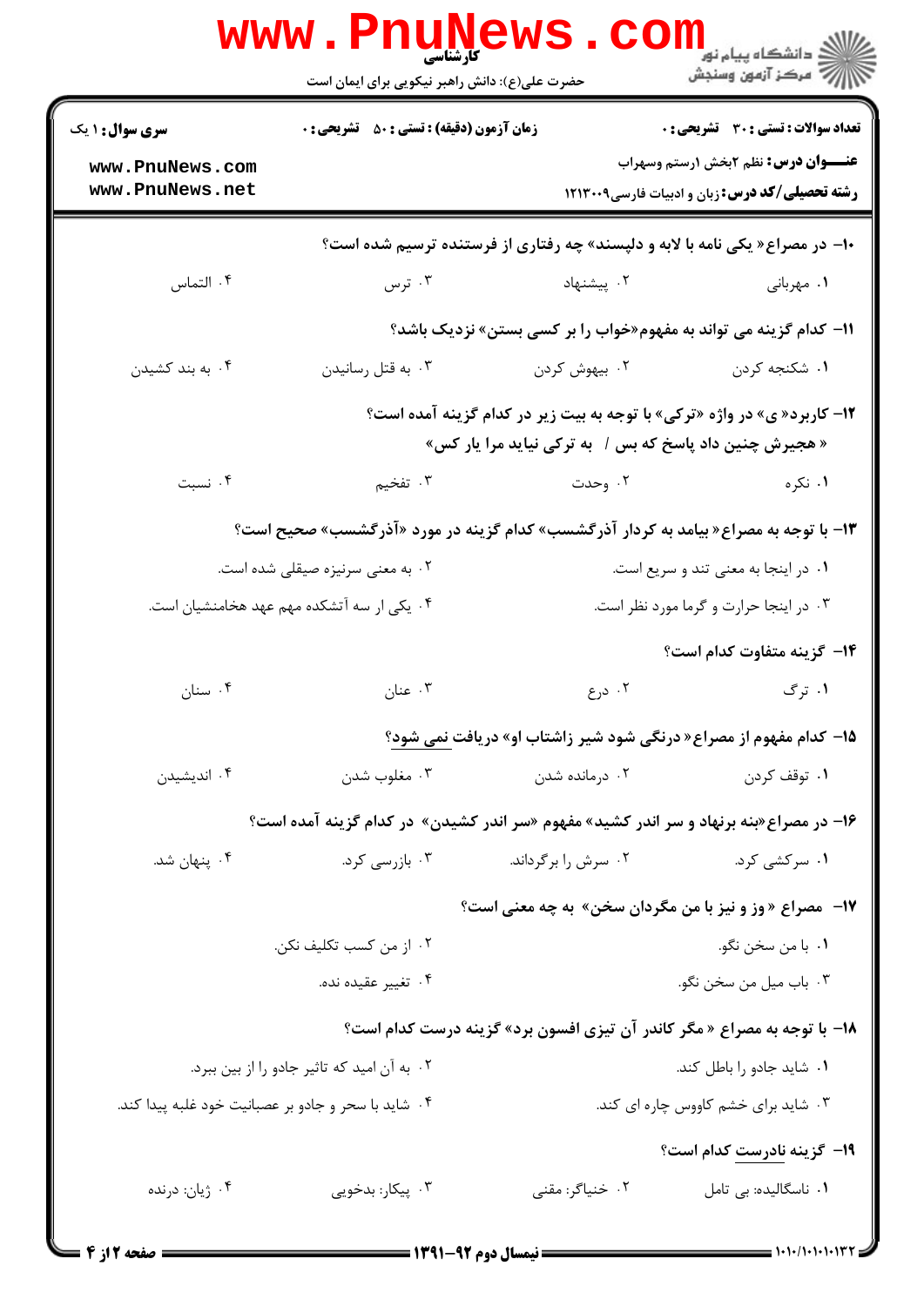۱۰- در مصراع« یکی نامه با لابه و دلپسند» چه رفتاری از فرستنده ترسیم شده است؟

۱. مهربانی
۲. پیشنهاد
۳. ترس
۴. التماس

۱۱- کدام گزینه می تواند به مفهوم«خواب را بر کسی بستن» نزدیک باشد؟

۱. شکنجه کردن
۲. بیهوش کردن
۳. به قتل رسانیدن
۴. به بند کشیدن

۱۲- کاربرد« ی» در واژه «ترکی» با توجه به بیت زیر در کدام گزینه آمده است؟

« هجیرش چنین داد پاسخ که بس / به ترکی نباید مرا یار کس»

۱. نکره
۲. وحدت
۳. تفخیم
۴. نسبت

۱۳- با توجه به مصراع« بیامد به کردار آذرگشسب» کدام گزینه در مورد «آذرگشسب» صحیح است؟

۱. در اینجا به معنی تند و سریع است.
۲. به معنی سرنیزه صیقلی شده است.
۳. در اینجا حرارت و گرما مورد نظر است.
۴. یکی از سه آتشکده مهم عهد هخامنشیان است.

۱۴- گزینه متفاوت کدام است؟

۱. ترگ
۲. درع
۳. عنان
۴. سنان

۱۵- کدام مفهوم از مصراع« درنگی شود شیر زاشتاب او» دریافت نمی شود؟

۱. توقف کردن
۲. درمانده شدن
۳. مغلوب شدن
۴. اندیشیدن

۱۶- در مصراع«بنه برنهاد و سر اندر کشید» مفهوم «سر اندر کشیدن» در کدام گزینه آمده است؟

۱. سرکشی کرد.
۲. سرش را برگرداند.
۳. بازرسی کرد.
۴. پنهان شد.

۱۷- مصراع « وز و نیز با من مگردان سخن» به چه معنی است؟

۱. با من سخن نگو.
۲. از من کسب تکلیف نکن.
۳. باب میل من سخن نگو.
۴. تغییر عقیده نده.

۱۸- با توجه به مصراع « مگر کاندر آن تیزی افسون برد» گزینه درست کدام است؟

۱. شاید جادو را باطل کند.
۲. به آن امید که تاثیر جادو را از بین ببرد.
۳. شاید برای خشم کاووس چاره ای کند.
۴. شاید با سحر و جادو بر عصبانیت خود غلبه پیدا کند.

۱۹- گزینه نادرست کدام است؟

۱. ناسگالیده: بی تامل
۲. خنیاگر: مقنی
۳. پیکار: بدخویی
۴. ژیان: درنده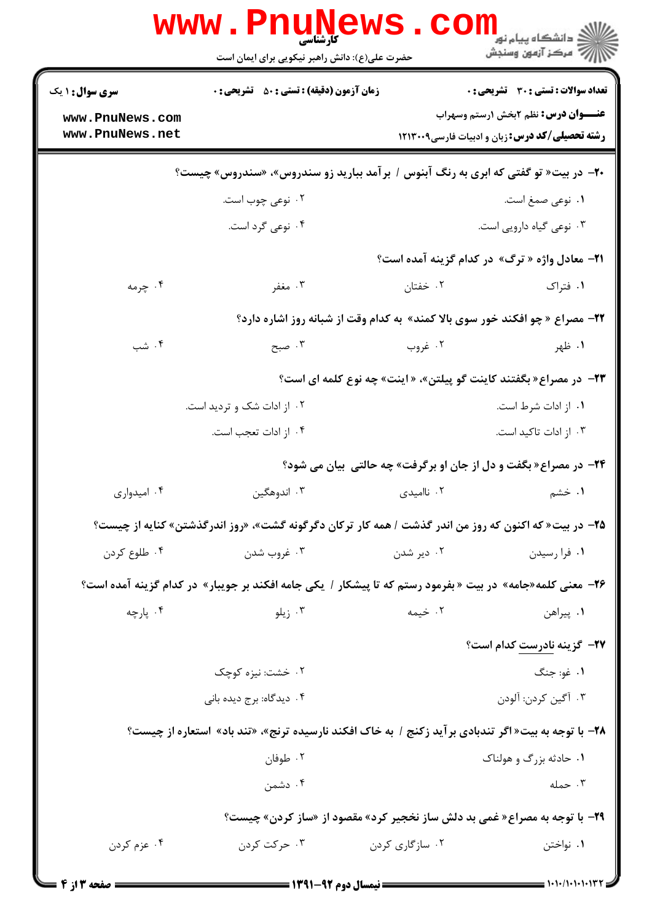**سری سوال:** ۱ یک | **زمان آزمون (دقیقه):** تستی: ۵۰ تشریحی: ۰ | **تعداد سوالات:** تستی: ۳۰ تشریحی: ۰

**عنـــوان درس:** نظم ۲بخش ۱رستم وسهراب

**رشته تحصیلی/کد درس:** زبان و ادبیات فارسی ۱۲۱۳۰۰۹

۲۰- در بیت« تو گفتی که ابری به رنگ آبنوس / برآمد ببارید زو سندروس»، «سندروس» چیست؟

۱. نوعی صمغ است.
۲. نوعی چوب است.
۳. نوعی گیاه دارویی است.
۴. نوعی گرد است.

۲۱- معادل واژه « ترگ» در کدام گزینه آمده است؟

۱. فتراک
۲. خفتان
۳. مغفر
۴. چرمه

۲۲- مصراع « چو افکند خور سوی بالا کمند» به کدام وقت از شبانه روز اشاره دارد؟

۱. ظهر
۲. غروب
۳. صبح
۴. شب

۲۳- در مصراع« بگفتند کاینت گو پیلتن»، « اینت» چه نوع کلمه ای است؟

۱. از ادات شرط است.
۲. از ادات شک و تردید است.
۳. از ادات تاکید است.
۴. از ادات تعجب است.

۲۴- در مصراع« بگفت و دل از جان او برگرفت» چه حالتی بیان می شود؟

۱. خشم
۲. ناامیدی
۳. اندوهگین
۴. امیدواری

۲۵- در بیت« که اکنون که روز من اندر گذشت / همه کار ترکان دگرگونه گشت»، «روز اندرگذشتن» کنایه از چیست؟

۱. فرا رسیدن
۲. دیر شدن
۳. غروب شدن
۴. طلوع کردن

۲۶- معنی کلمه«جامه» در بیت « بفرمود رستم که تا پیشکار / یکی جامه افکند بر جویبار» در کدام گزینه آمده است؟

۱. پیراهن
۲. خیمه
۳. زیلو
۴. پارچه

۲۷- گزینه نادرست کدام است؟

۱. غو: جنگ
۲. خشت: نیزه کوچک
۳. آگین کردن: آلودن
۴. دیدگاه: برج دیده بانی

۲۸- با توجه به بیت« اگر تندبادی برآید زکنج / به خاک افکند نارسیده ترنج»، «تند باد» استعاره از چیست؟

۱. حادثه بزرگ و هولناک
۲. طوفان
۳. حمله
۴. دشمن

۲۹- با توجه به مصراع« غمی بد دلش ساز نخجیر کرد» مقصود از «ساز کردن» چیست؟

۱. نواختن
۲. سازگاری کردن
۳. حرکت کردن
۴. عزم کردن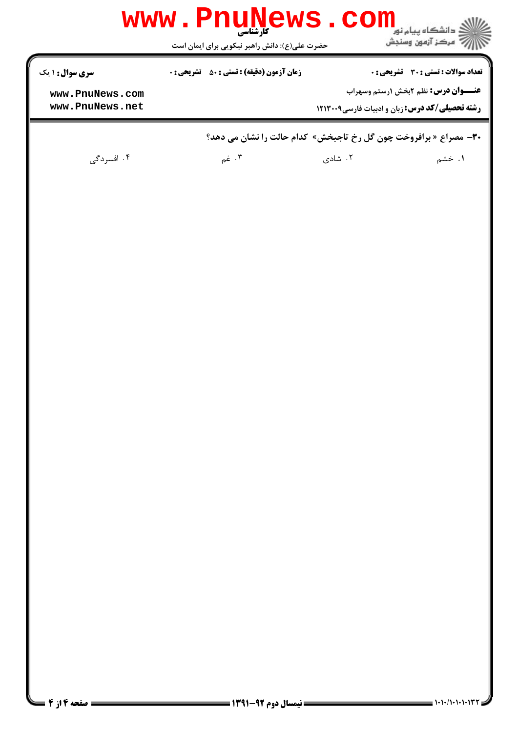۳۰- مصراع « برافروخت چون گل رخ تاجبخش» کدام حالت را نشان می دهد؟

۱. خشم
۲. شادی
۳. غم
۴. افسردگی